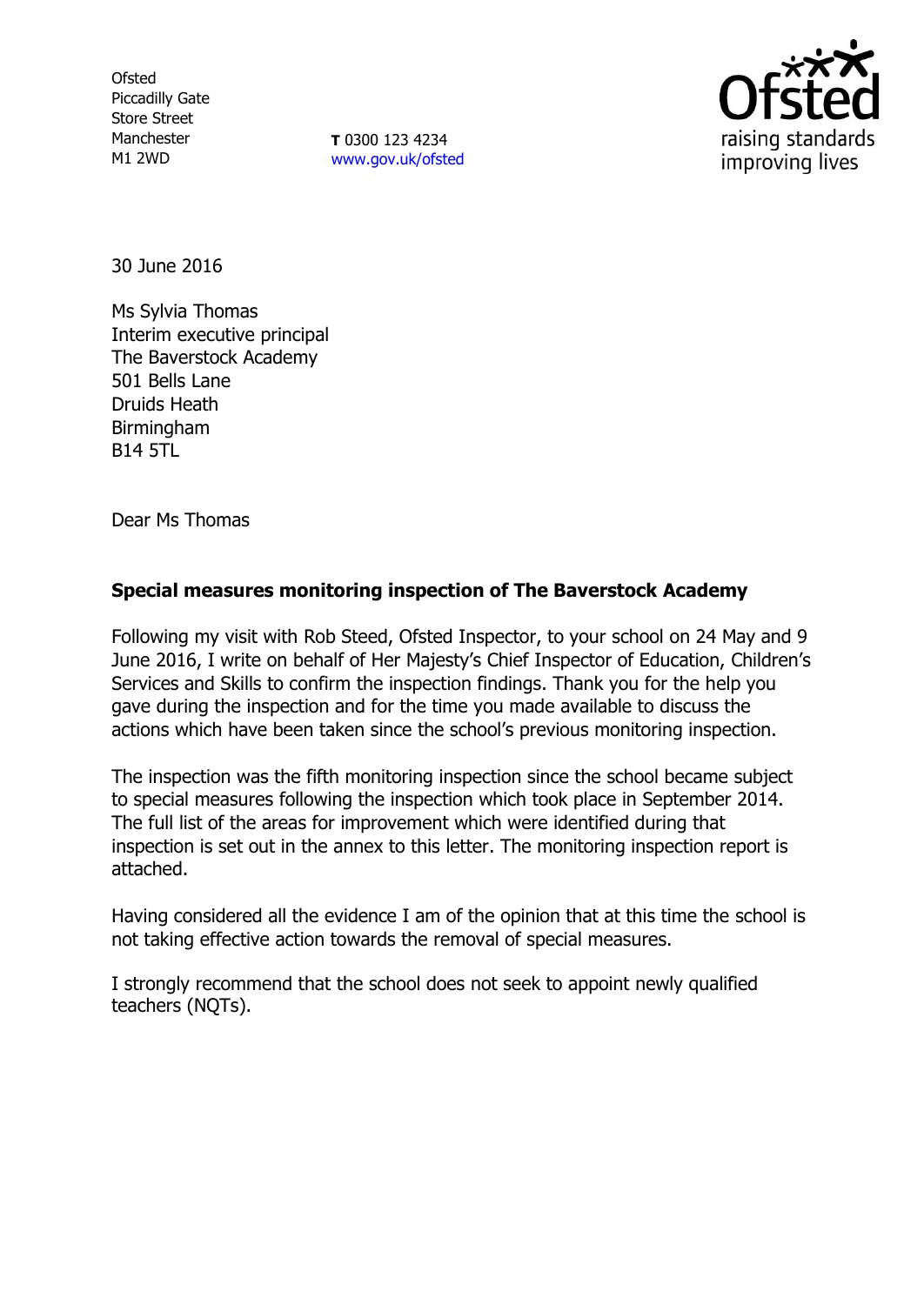Ofsted
Piccadilly Gate
Store Street
Manchester
M1 2WD

**T** 0300 123 4234
www.gov.uk/ofsted

30 June 2016

Ms Sylvia Thomas
Interim executive principal
The Baverstock Academy
501 Bells Lane
Druids Heath
Birmingham
B14 5TL

Dear Ms Thomas

**Special measures monitoring inspection of The Baverstock Academy**

Following my visit with Rob Steed, Ofsted Inspector, to your school on 24 May and 9 June 2016, I write on behalf of Her Majesty's Chief Inspector of Education, Children's Services and Skills to confirm the inspection findings. Thank you for the help you gave during the inspection and for the time you made available to discuss the actions which have been taken since the school's previous monitoring inspection.

The inspection was the fifth monitoring inspection since the school became subject to special measures following the inspection which took place in September 2014. The full list of the areas for improvement which were identified during that inspection is set out in the annex to this letter. The monitoring inspection report is attached.

Having considered all the evidence I am of the opinion that at this time the school is not taking effective action towards the removal of special measures.

I strongly recommend that the school does not seek to appoint newly qualified teachers (NQTs).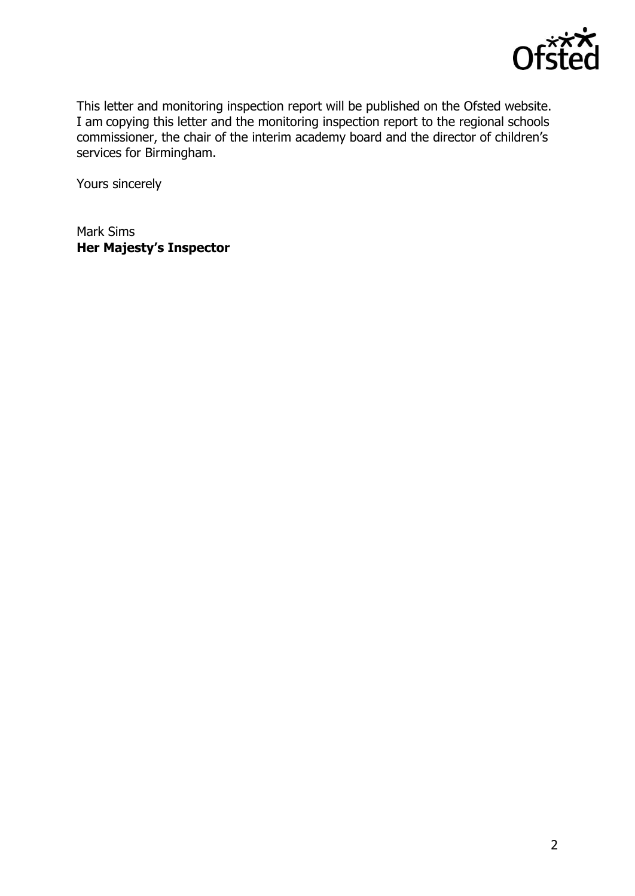This letter and monitoring inspection report will be published on the Ofsted website. I am copying this letter and the monitoring inspection report to the regional schools commissioner, the chair of the interim academy board and the director of children's services for Birmingham.

Yours sincerely

Mark Sims
**Her Majesty's Inspector**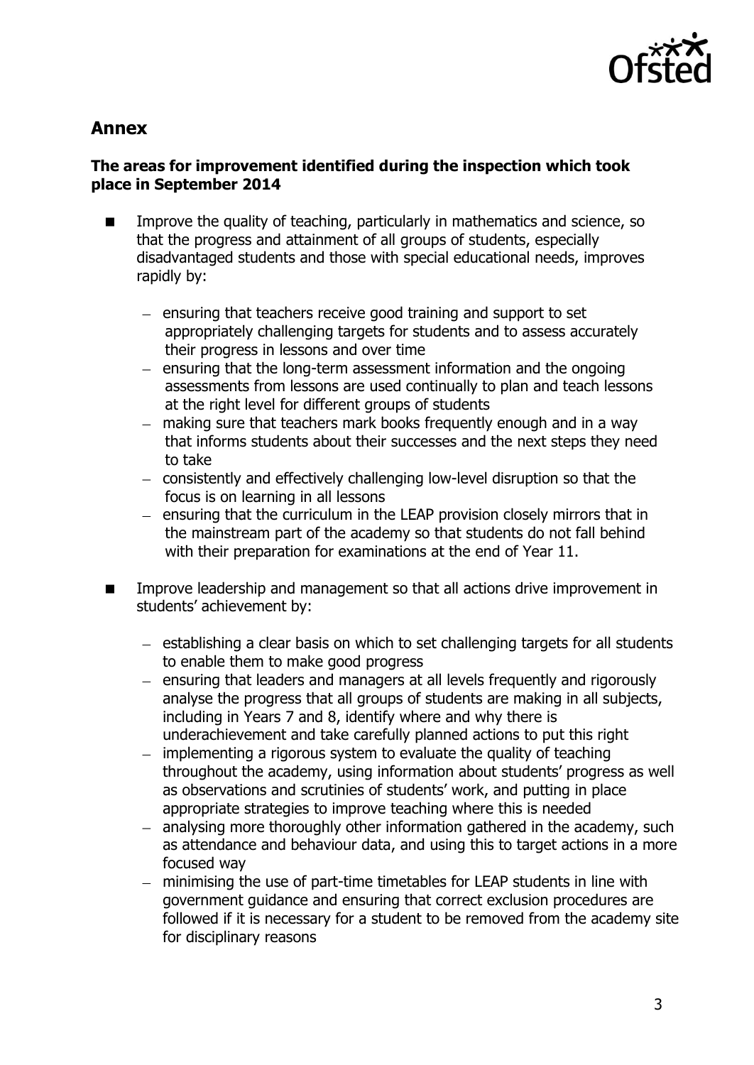## Annex

### The areas for improvement identified during the inspection which took place in September 2014

- Improve the quality of teaching, particularly in mathematics and science, so that the progress and attainment of all groups of students, especially disadvantaged students and those with special educational needs, improves rapidly by:
  - ensuring that teachers receive good training and support to set appropriately challenging targets for students and to assess accurately their progress in lessons and over time
  - ensuring that the long-term assessment information and the ongoing assessments from lessons are used continually to plan and teach lessons at the right level for different groups of students
  - making sure that teachers mark books frequently enough and in a way that informs students about their successes and the next steps they need to take
  - consistently and effectively challenging low-level disruption so that the focus is on learning in all lessons
  - ensuring that the curriculum in the LEAP provision closely mirrors that in the mainstream part of the academy so that students do not fall behind with their preparation for examinations at the end of Year 11.

- Improve leadership and management so that all actions drive improvement in students' achievement by:
  - establishing a clear basis on which to set challenging targets for all students to enable them to make good progress
  - ensuring that leaders and managers at all levels frequently and rigorously analyse the progress that all groups of students are making in all subjects, including in Years 7 and 8, identify where and why there is underachievement and take carefully planned actions to put this right
  - implementing a rigorous system to evaluate the quality of teaching throughout the academy, using information about students' progress as well as observations and scrutinies of students' work, and putting in place appropriate strategies to improve teaching where this is needed
  - analysing more thoroughly other information gathered in the academy, such as attendance and behaviour data, and using this to target actions in a more focused way
  - minimising the use of part-time timetables for LEAP students in line with government guidance and ensuring that correct exclusion procedures are followed if it is necessary for a student to be removed from the academy site for disciplinary reasons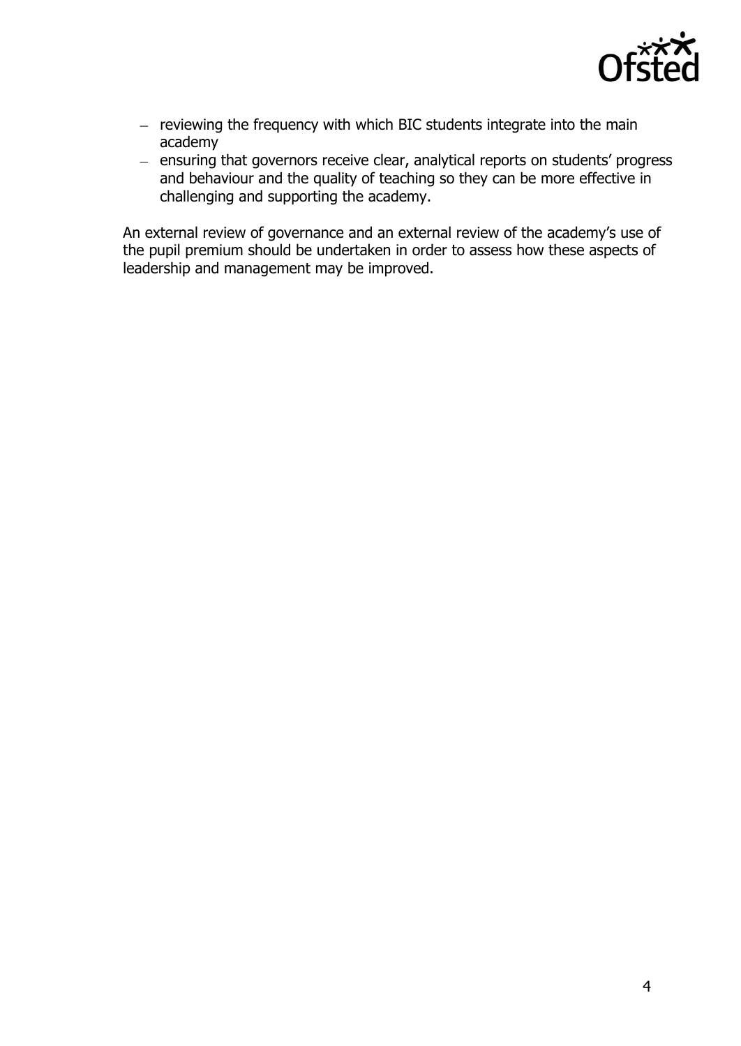- reviewing the frequency with which BIC students integrate into the main academy
- ensuring that governors receive clear, analytical reports on students' progress and behaviour and the quality of teaching so they can be more effective in challenging and supporting the academy.

An external review of governance and an external review of the academy's use of the pupil premium should be undertaken in order to assess how these aspects of leadership and management may be improved.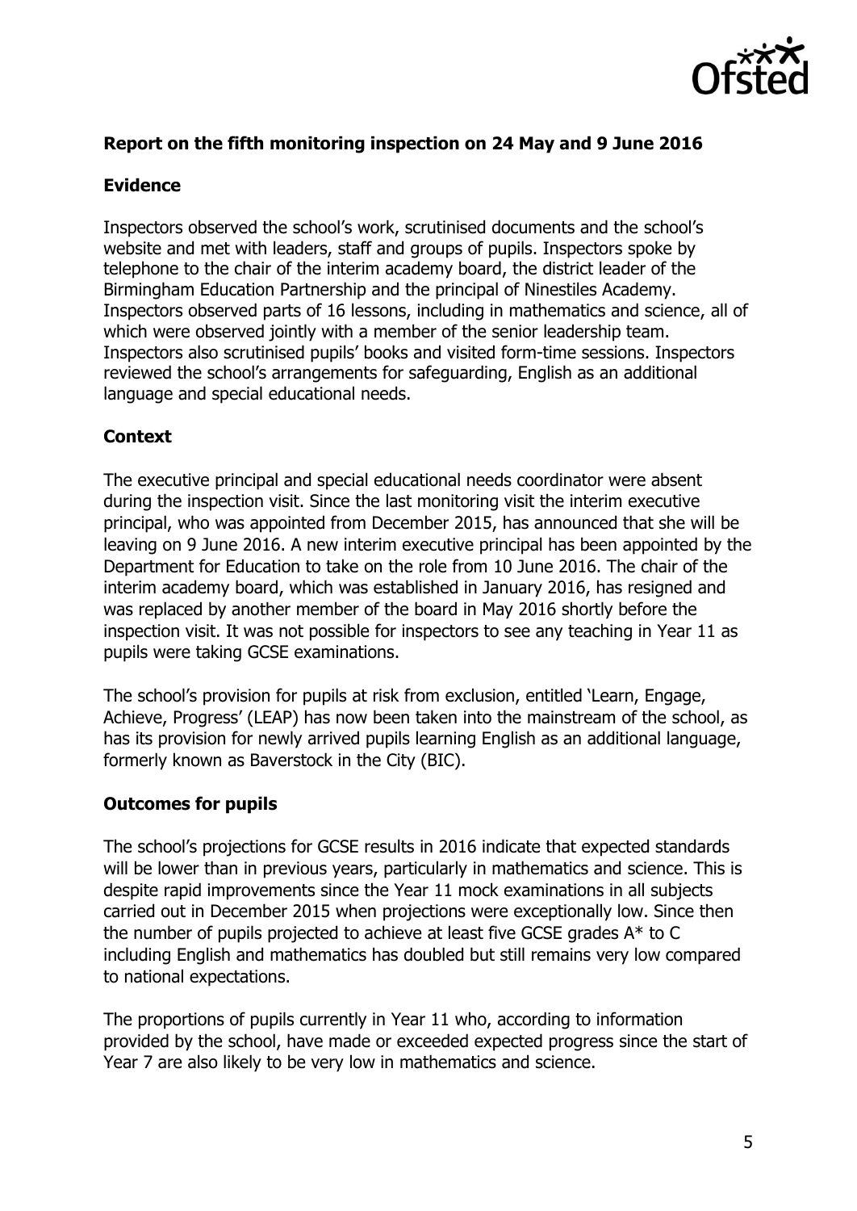## Report on the fifth monitoring inspection on 24 May and 9 June 2016

### Evidence

Inspectors observed the school's work, scrutinised documents and the school's website and met with leaders, staff and groups of pupils. Inspectors spoke by telephone to the chair of the interim academy board, the district leader of the Birmingham Education Partnership and the principal of Ninestiles Academy. Inspectors observed parts of 16 lessons, including in mathematics and science, all of which were observed jointly with a member of the senior leadership team. Inspectors also scrutinised pupils' books and visited form-time sessions. Inspectors reviewed the school's arrangements for safeguarding, English as an additional language and special educational needs.

### Context

The executive principal and special educational needs coordinator were absent during the inspection visit. Since the last monitoring visit the interim executive principal, who was appointed from December 2015, has announced that she will be leaving on 9 June 2016. A new interim executive principal has been appointed by the Department for Education to take on the role from 10 June 2016. The chair of the interim academy board, which was established in January 2016, has resigned and was replaced by another member of the board in May 2016 shortly before the inspection visit. It was not possible for inspectors to see any teaching in Year 11 as pupils were taking GCSE examinations.

The school's provision for pupils at risk from exclusion, entitled 'Learn, Engage, Achieve, Progress' (LEAP) has now been taken into the mainstream of the school, as has its provision for newly arrived pupils learning English as an additional language, formerly known as Baverstock in the City (BIC).

### Outcomes for pupils

The school's projections for GCSE results in 2016 indicate that expected standards will be lower than in previous years, particularly in mathematics and science. This is despite rapid improvements since the Year 11 mock examinations in all subjects carried out in December 2015 when projections were exceptionally low. Since then the number of pupils projected to achieve at least five GCSE grades A* to C including English and mathematics has doubled but still remains very low compared to national expectations.

The proportions of pupils currently in Year 11 who, according to information provided by the school, have made or exceeded expected progress since the start of Year 7 are also likely to be very low in mathematics and science.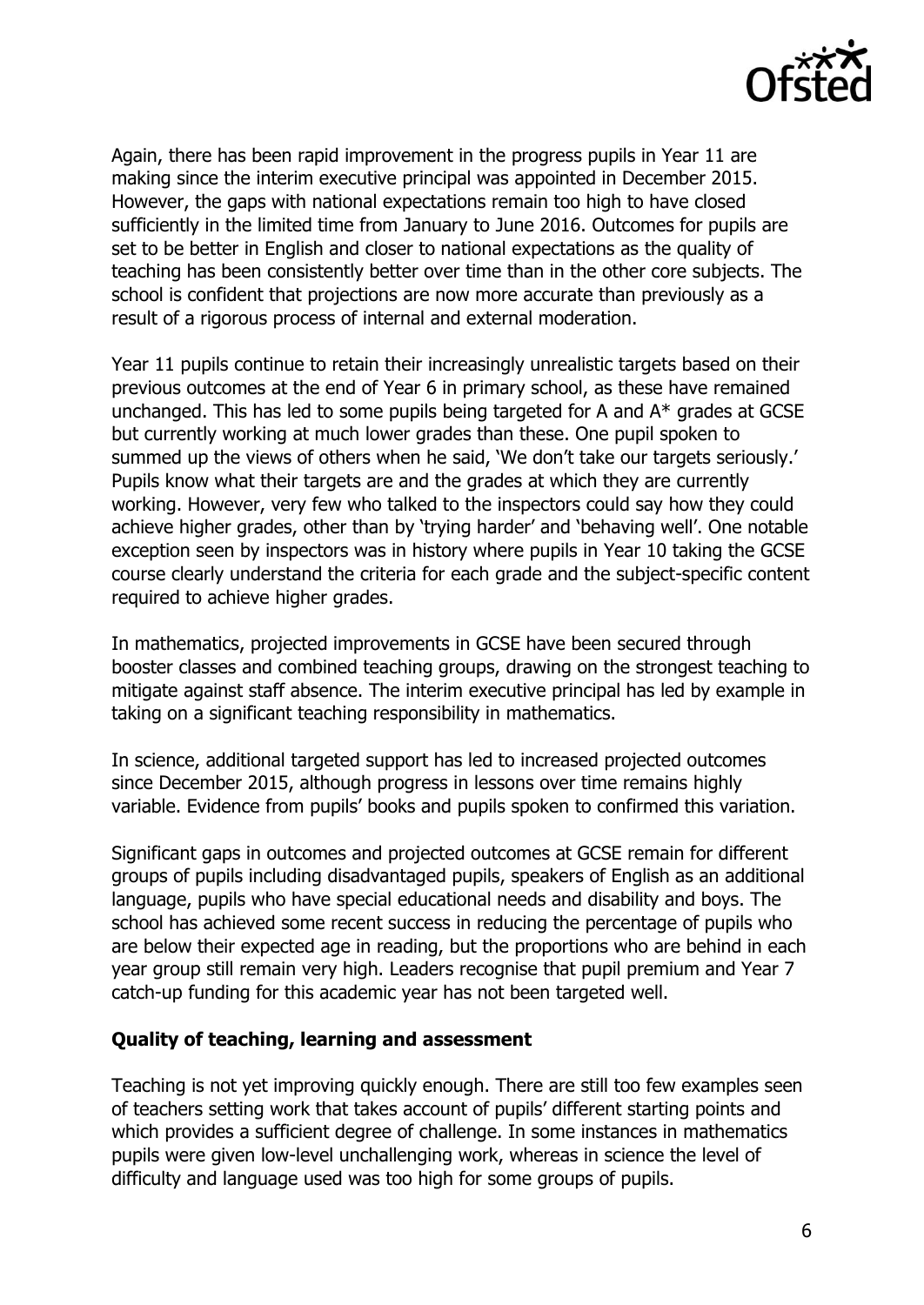Again, there has been rapid improvement in the progress pupils in Year 11 are making since the interim executive principal was appointed in December 2015. However, the gaps with national expectations remain too high to have closed sufficiently in the limited time from January to June 2016. Outcomes for pupils are set to be better in English and closer to national expectations as the quality of teaching has been consistently better over time than in the other core subjects. The school is confident that projections are now more accurate than previously as a result of a rigorous process of internal and external moderation.

Year 11 pupils continue to retain their increasingly unrealistic targets based on their previous outcomes at the end of Year 6 in primary school, as these have remained unchanged. This has led to some pupils being targeted for A and A* grades at GCSE but currently working at much lower grades than these. One pupil spoken to summed up the views of others when he said, 'We don't take our targets seriously.' Pupils know what their targets are and the grades at which they are currently working. However, very few who talked to the inspectors could say how they could achieve higher grades, other than by 'trying harder' and 'behaving well'. One notable exception seen by inspectors was in history where pupils in Year 10 taking the GCSE course clearly understand the criteria for each grade and the subject-specific content required to achieve higher grades.

In mathematics, projected improvements in GCSE have been secured through booster classes and combined teaching groups, drawing on the strongest teaching to mitigate against staff absence. The interim executive principal has led by example in taking on a significant teaching responsibility in mathematics.

In science, additional targeted support has led to increased projected outcomes since December 2015, although progress in lessons over time remains highly variable. Evidence from pupils' books and pupils spoken to confirmed this variation.

Significant gaps in outcomes and projected outcomes at GCSE remain for different groups of pupils including disadvantaged pupils, speakers of English as an additional language, pupils who have special educational needs and disability and boys. The school has achieved some recent success in reducing the percentage of pupils who are below their expected age in reading, but the proportions who are behind in each year group still remain very high. Leaders recognise that pupil premium and Year 7 catch-up funding for this academic year has not been targeted well.

## Quality of teaching, learning and assessment

Teaching is not yet improving quickly enough. There are still too few examples seen of teachers setting work that takes account of pupils' different starting points and which provides a sufficient degree of challenge. In some instances in mathematics pupils were given low-level unchallenging work, whereas in science the level of difficulty and language used was too high for some groups of pupils.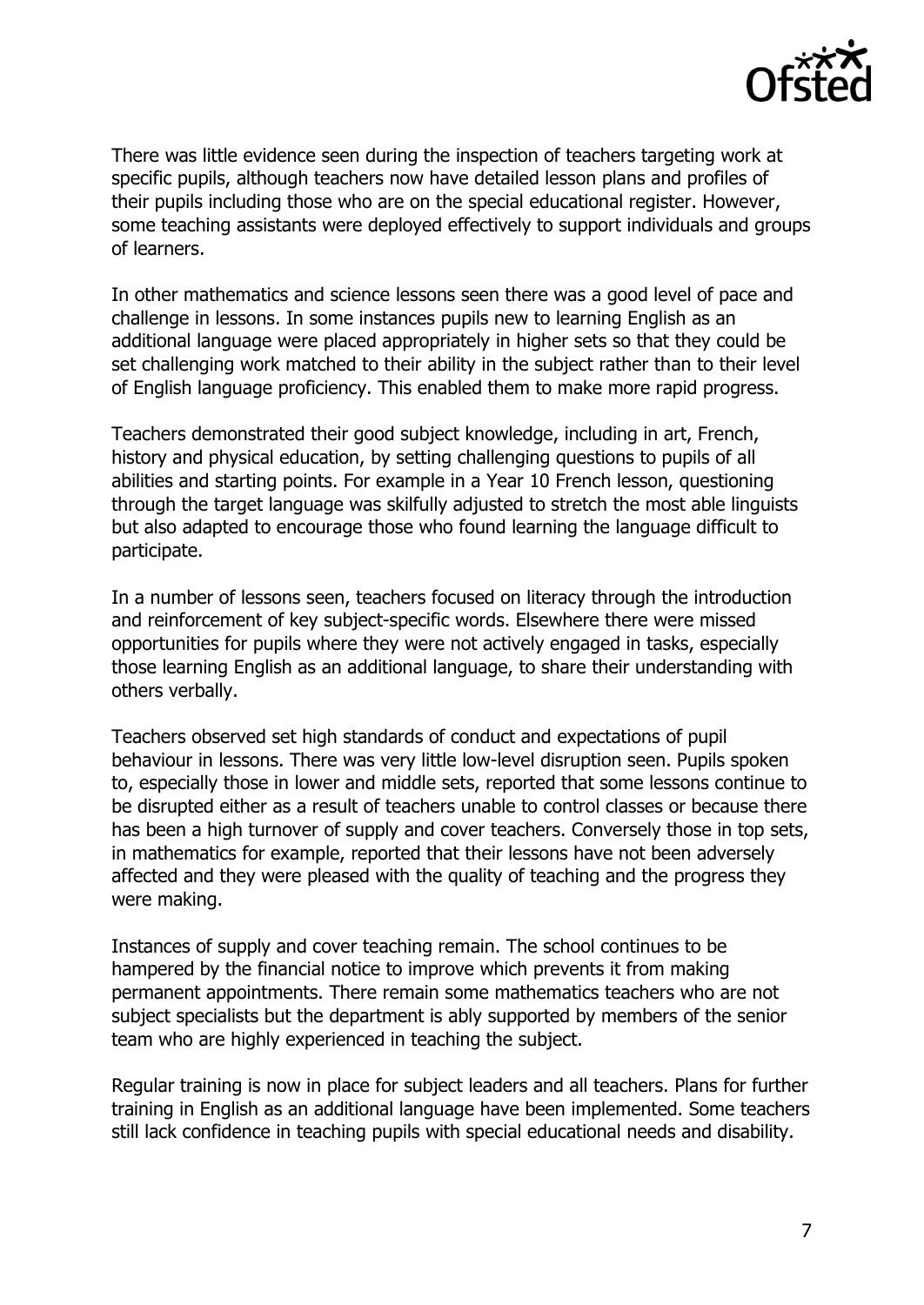There was little evidence seen during the inspection of teachers targeting work at specific pupils, although teachers now have detailed lesson plans and profiles of their pupils including those who are on the special educational register. However, some teaching assistants were deployed effectively to support individuals and groups of learners.

In other mathematics and science lessons seen there was a good level of pace and challenge in lessons. In some instances pupils new to learning English as an additional language were placed appropriately in higher sets so that they could be set challenging work matched to their ability in the subject rather than to their level of English language proficiency. This enabled them to make more rapid progress.

Teachers demonstrated their good subject knowledge, including in art, French, history and physical education, by setting challenging questions to pupils of all abilities and starting points. For example in a Year 10 French lesson, questioning through the target language was skilfully adjusted to stretch the most able linguists but also adapted to encourage those who found learning the language difficult to participate.

In a number of lessons seen, teachers focused on literacy through the introduction and reinforcement of key subject-specific words. Elsewhere there were missed opportunities for pupils where they were not actively engaged in tasks, especially those learning English as an additional language, to share their understanding with others verbally.

Teachers observed set high standards of conduct and expectations of pupil behaviour in lessons. There was very little low-level disruption seen. Pupils spoken to, especially those in lower and middle sets, reported that some lessons continue to be disrupted either as a result of teachers unable to control classes or because there has been a high turnover of supply and cover teachers. Conversely those in top sets, in mathematics for example, reported that their lessons have not been adversely affected and they were pleased with the quality of teaching and the progress they were making.

Instances of supply and cover teaching remain. The school continues to be hampered by the financial notice to improve which prevents it from making permanent appointments. There remain some mathematics teachers who are not subject specialists but the department is ably supported by members of the senior team who are highly experienced in teaching the subject.

Regular training is now in place for subject leaders and all teachers. Plans for further training in English as an additional language have been implemented. Some teachers still lack confidence in teaching pupils with special educational needs and disability.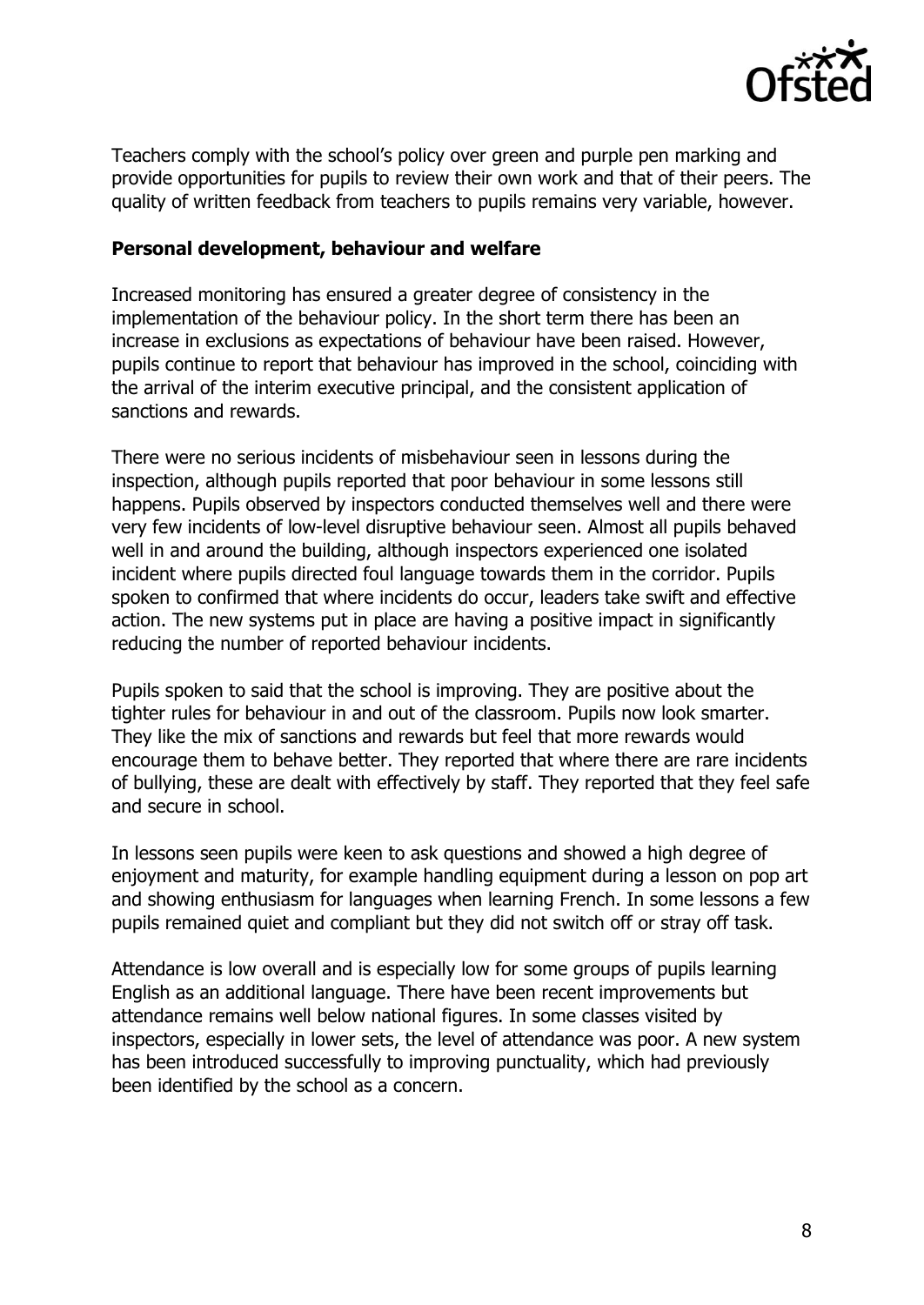Teachers comply with the school's policy over green and purple pen marking and provide opportunities for pupils to review their own work and that of their peers. The quality of written feedback from teachers to pupils remains very variable, however.

**Personal development, behaviour and welfare**

Increased monitoring has ensured a greater degree of consistency in the implementation of the behaviour policy. In the short term there has been an increase in exclusions as expectations of behaviour have been raised. However, pupils continue to report that behaviour has improved in the school, coinciding with the arrival of the interim executive principal, and the consistent application of sanctions and rewards.

There were no serious incidents of misbehaviour seen in lessons during the inspection, although pupils reported that poor behaviour in some lessons still happens. Pupils observed by inspectors conducted themselves well and there were very few incidents of low-level disruptive behaviour seen. Almost all pupils behaved well in and around the building, although inspectors experienced one isolated incident where pupils directed foul language towards them in the corridor. Pupils spoken to confirmed that where incidents do occur, leaders take swift and effective action. The new systems put in place are having a positive impact in significantly reducing the number of reported behaviour incidents.

Pupils spoken to said that the school is improving. They are positive about the tighter rules for behaviour in and out of the classroom. Pupils now look smarter. They like the mix of sanctions and rewards but feel that more rewards would encourage them to behave better. They reported that where there are rare incidents of bullying, these are dealt with effectively by staff. They reported that they feel safe and secure in school.

In lessons seen pupils were keen to ask questions and showed a high degree of enjoyment and maturity, for example handling equipment during a lesson on pop art and showing enthusiasm for languages when learning French. In some lessons a few pupils remained quiet and compliant but they did not switch off or stray off task.

Attendance is low overall and is especially low for some groups of pupils learning English as an additional language. There have been recent improvements but attendance remains well below national figures. In some classes visited by inspectors, especially in lower sets, the level of attendance was poor. A new system has been introduced successfully to improving punctuality, which had previously been identified by the school as a concern.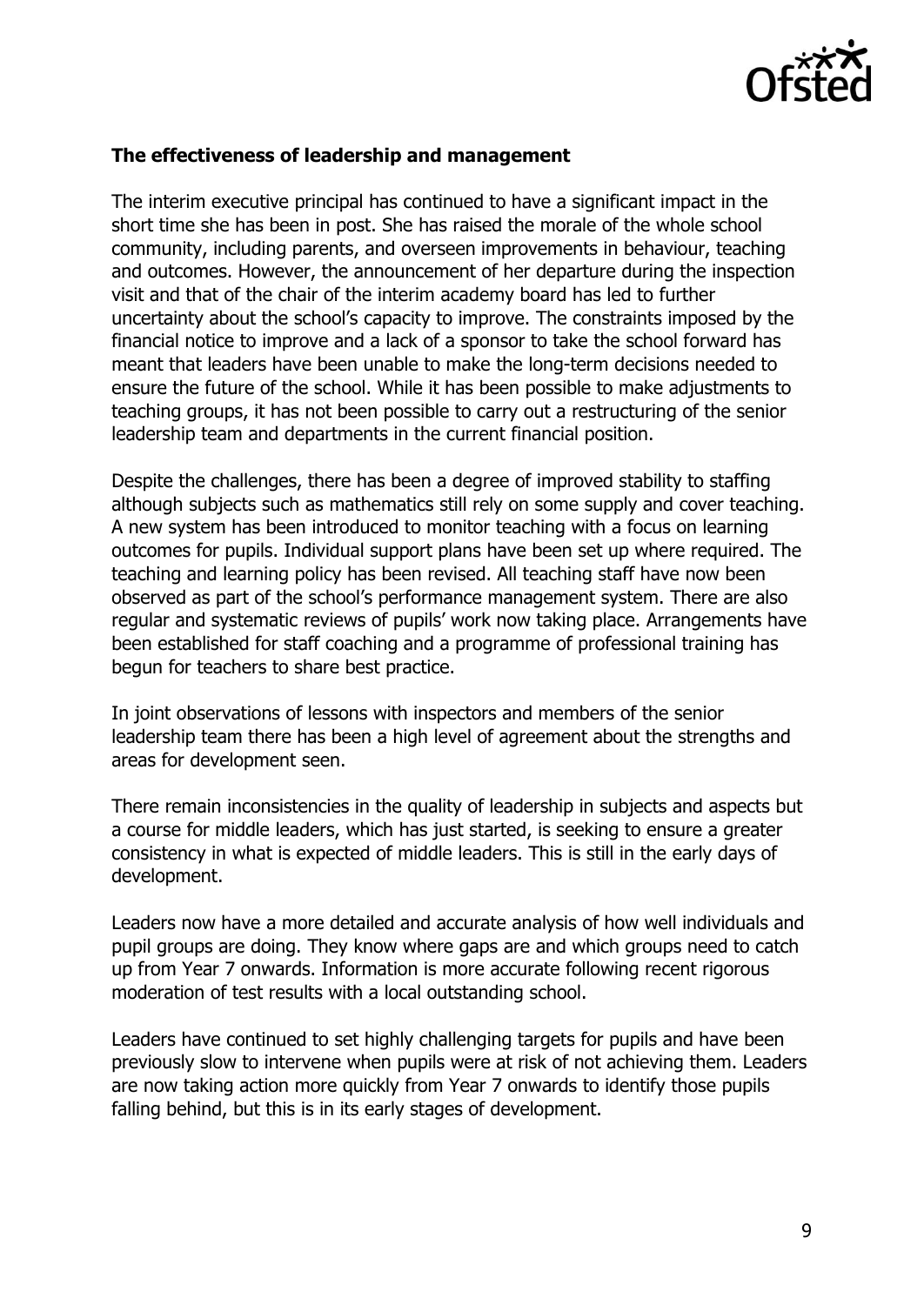**The effectiveness of leadership and management**

The interim executive principal has continued to have a significant impact in the short time she has been in post. She has raised the morale of the whole school community, including parents, and overseen improvements in behaviour, teaching and outcomes. However, the announcement of her departure during the inspection visit and that of the chair of the interim academy board has led to further uncertainty about the school's capacity to improve. The constraints imposed by the financial notice to improve and a lack of a sponsor to take the school forward has meant that leaders have been unable to make the long-term decisions needed to ensure the future of the school. While it has been possible to make adjustments to teaching groups, it has not been possible to carry out a restructuring of the senior leadership team and departments in the current financial position.

Despite the challenges, there has been a degree of improved stability to staffing although subjects such as mathematics still rely on some supply and cover teaching. A new system has been introduced to monitor teaching with a focus on learning outcomes for pupils. Individual support plans have been set up where required. The teaching and learning policy has been revised. All teaching staff have now been observed as part of the school's performance management system. There are also regular and systematic reviews of pupils' work now taking place. Arrangements have been established for staff coaching and a programme of professional training has begun for teachers to share best practice.

In joint observations of lessons with inspectors and members of the senior leadership team there has been a high level of agreement about the strengths and areas for development seen.

There remain inconsistencies in the quality of leadership in subjects and aspects but a course for middle leaders, which has just started, is seeking to ensure a greater consistency in what is expected of middle leaders. This is still in the early days of development.

Leaders now have a more detailed and accurate analysis of how well individuals and pupil groups are doing. They know where gaps are and which groups need to catch up from Year 7 onwards. Information is more accurate following recent rigorous moderation of test results with a local outstanding school.

Leaders have continued to set highly challenging targets for pupils and have been previously slow to intervene when pupils were at risk of not achieving them. Leaders are now taking action more quickly from Year 7 onwards to identify those pupils falling behind, but this is in its early stages of development.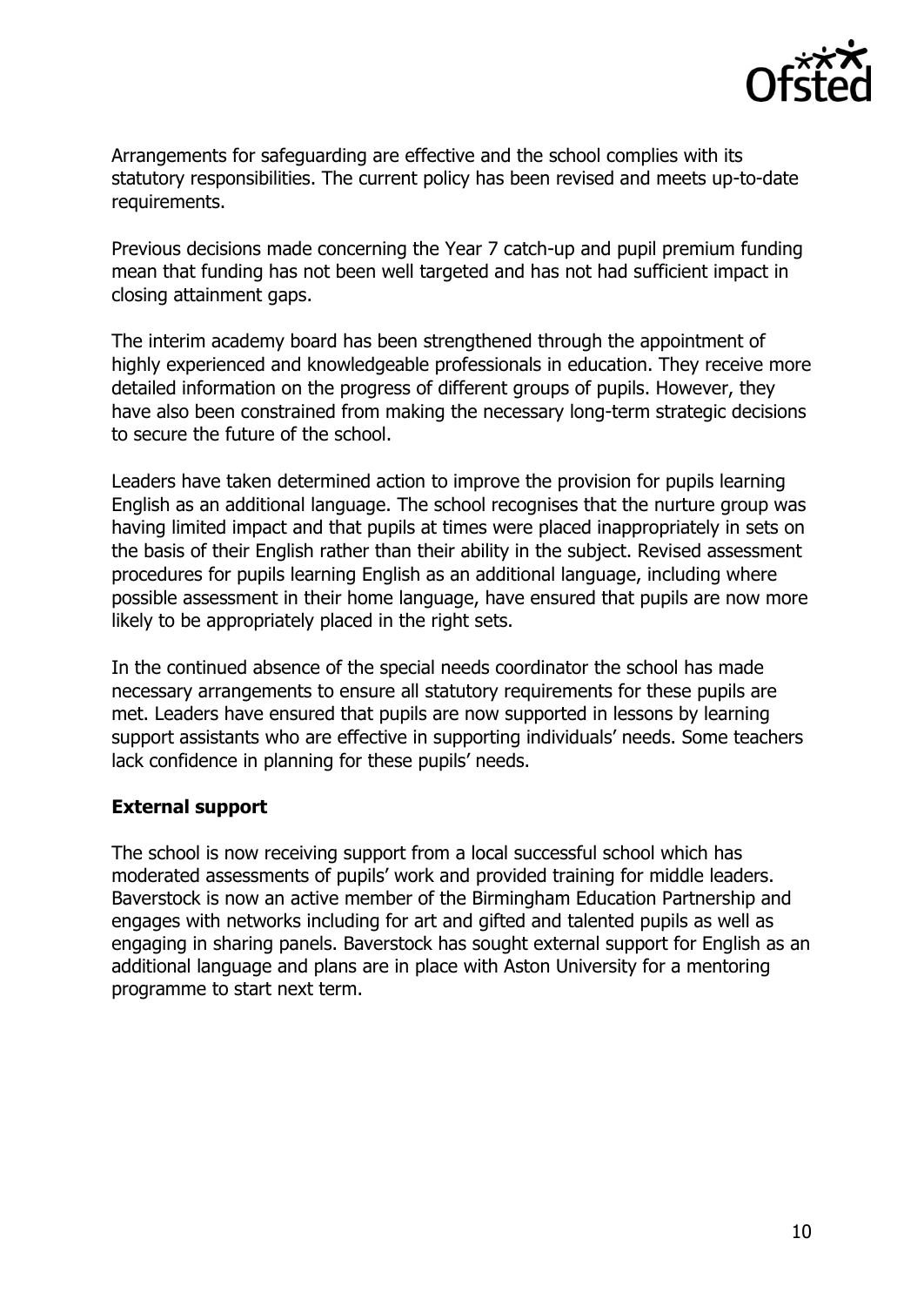Arrangements for safeguarding are effective and the school complies with its statutory responsibilities. The current policy has been revised and meets up-to-date requirements.

Previous decisions made concerning the Year 7 catch-up and pupil premium funding mean that funding has not been well targeted and has not had sufficient impact in closing attainment gaps.

The interim academy board has been strengthened through the appointment of highly experienced and knowledgeable professionals in education. They receive more detailed information on the progress of different groups of pupils. However, they have also been constrained from making the necessary long-term strategic decisions to secure the future of the school.

Leaders have taken determined action to improve the provision for pupils learning English as an additional language. The school recognises that the nurture group was having limited impact and that pupils at times were placed inappropriately in sets on the basis of their English rather than their ability in the subject. Revised assessment procedures for pupils learning English as an additional language, including where possible assessment in their home language, have ensured that pupils are now more likely to be appropriately placed in the right sets.

In the continued absence of the special needs coordinator the school has made necessary arrangements to ensure all statutory requirements for these pupils are met. Leaders have ensured that pupils are now supported in lessons by learning support assistants who are effective in supporting individuals' needs. Some teachers lack confidence in planning for these pupils' needs.

## External support

The school is now receiving support from a local successful school which has moderated assessments of pupils' work and provided training for middle leaders. Baverstock is now an active member of the Birmingham Education Partnership and engages with networks including for art and gifted and talented pupils as well as engaging in sharing panels. Baverstock has sought external support for English as an additional language and plans are in place with Aston University for a mentoring programme to start next term.